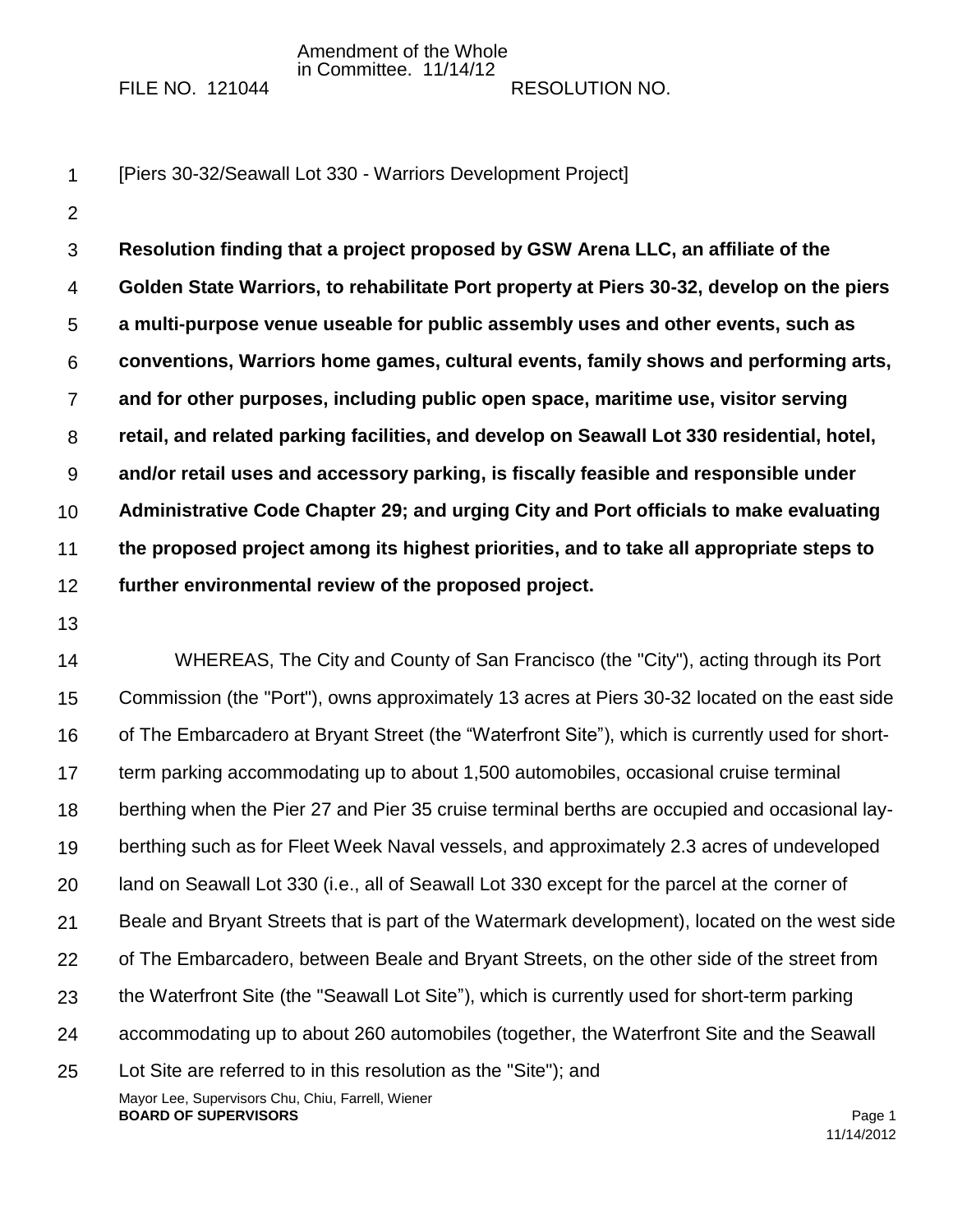Amendment of the Whole
in Committee. 11/14/12

FILE NO. 121044 RESOLUTION NO.

[Piers 30-32/Seawall Lot 330 - Warriors Development Project]

**Resolution finding that a project proposed by GSW Arena LLC, an affiliate of the Golden State Warriors, to rehabilitate Port property at Piers 30-32, develop on the piers a multi-purpose venue useable for public assembly uses and other events, such as conventions, Warriors home games, cultural events, family shows and performing arts, and for other purposes, including public open space, maritime use, visitor serving retail, and related parking facilities, and develop on Seawall Lot 330 residential, hotel, and/or retail uses and accessory parking, is fiscally feasible and responsible under Administrative Code Chapter 29; and urging City and Port officials to make evaluating the proposed project among its highest priorities, and to take all appropriate steps to further environmental review of the proposed project.**

WHEREAS, The City and County of San Francisco (the "City"), acting through its Port Commission (the "Port"), owns approximately 13 acres at Piers 30-32 located on the east side of The Embarcadero at Bryant Street (the "Waterfront Site"), which is currently used for short-term parking accommodating up to about 1,500 automobiles, occasional cruise terminal berthing when the Pier 27 and Pier 35 cruise terminal berths are occupied and occasional lay-berthing such as for Fleet Week Naval vessels, and approximately 2.3 acres of undeveloped land on Seawall Lot 330 (i.e., all of Seawall Lot 330 except for the parcel at the corner of Beale and Bryant Streets that is part of the Watermark development), located on the west side of The Embarcadero, between Beale and Bryant Streets, on the other side of the street from the Waterfront Site (the "Seawall Lot Site"), which is currently used for short-term parking accommodating up to about 260 automobiles (together, the Waterfront Site and the Seawall Lot Site are referred to in this resolution as the "Site"); and

Mayor Lee, Supervisors Chu, Chiu, Farrell, Wiener
**BOARD OF SUPERVISORS**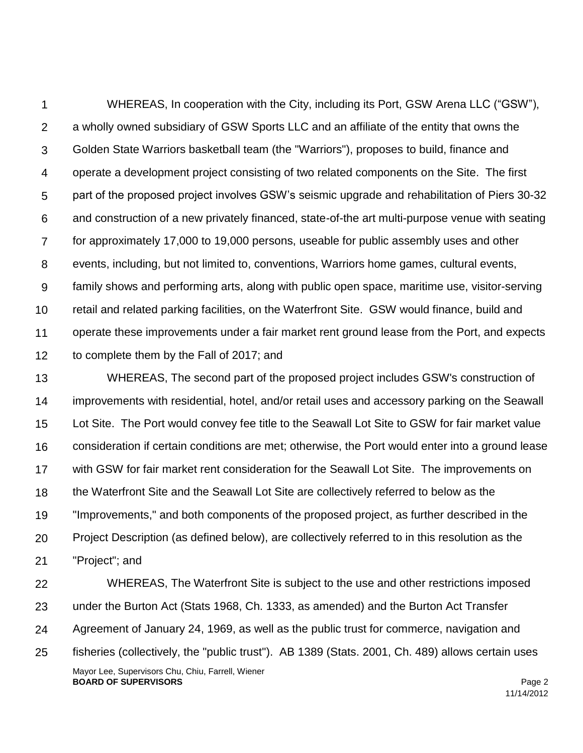WHEREAS, In cooperation with the City, including its Port, GSW Arena LLC ("GSW"), a wholly owned subsidiary of GSW Sports LLC and an affiliate of the entity that owns the Golden State Warriors basketball team (the "Warriors"), proposes to build, finance and operate a development project consisting of two related components on the Site. The first part of the proposed project involves GSW's seismic upgrade and rehabilitation of Piers 30-32 and construction of a new privately financed, state-of-the art multi-purpose venue with seating for approximately 17,000 to 19,000 persons, useable for public assembly uses and other events, including, but not limited to, conventions, Warriors home games, cultural events, family shows and performing arts, along with public open space, maritime use, visitor-serving retail and related parking facilities, on the Waterfront Site. GSW would finance, build and operate these improvements under a fair market rent ground lease from the Port, and expects to complete them by the Fall of 2017; and

WHEREAS, The second part of the proposed project includes GSW's construction of improvements with residential, hotel, and/or retail uses and accessory parking on the Seawall Lot Site. The Port would convey fee title to the Seawall Lot Site to GSW for fair market value consideration if certain conditions are met; otherwise, the Port would enter into a ground lease with GSW for fair market rent consideration for the Seawall Lot Site. The improvements on the Waterfront Site and the Seawall Lot Site are collectively referred to below as the "Improvements," and both components of the proposed project, as further described in the Project Description (as defined below), are collectively referred to in this resolution as the "Project"; and

WHEREAS, The Waterfront Site is subject to the use and other restrictions imposed under the Burton Act (Stats 1968, Ch. 1333, as amended) and the Burton Act Transfer Agreement of January 24, 1969, as well as the public trust for commerce, navigation and fisheries (collectively, the "public trust"). AB 1389 (Stats. 2001, Ch. 489) allows certain uses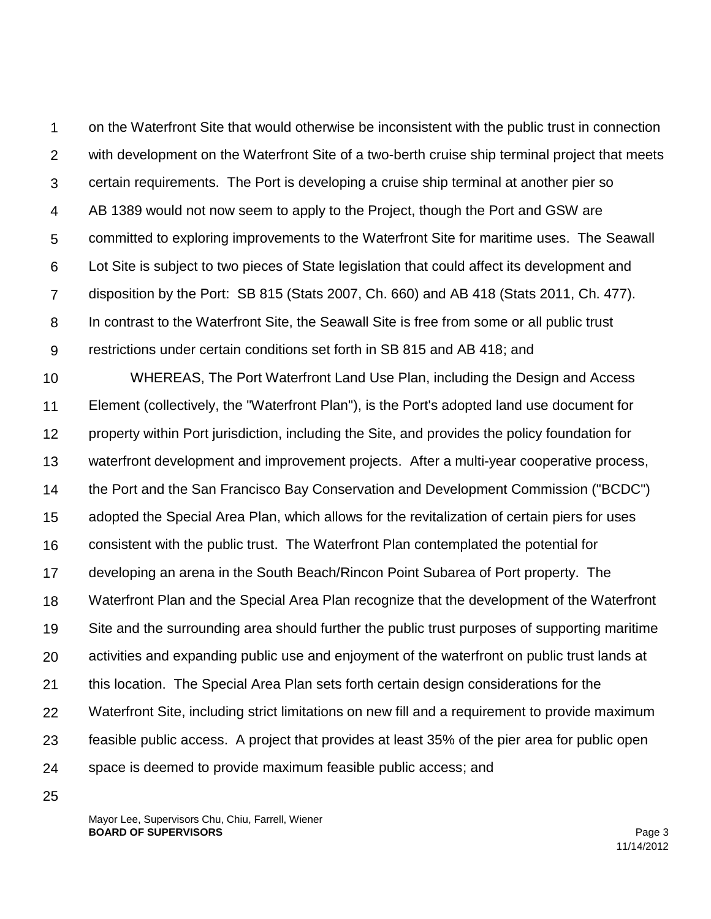on the Waterfront Site that would otherwise be inconsistent with the public trust in connection with development on the Waterfront Site of a two-berth cruise ship terminal project that meets certain requirements. The Port is developing a cruise ship terminal at another pier so AB 1389 would not now seem to apply to the Project, though the Port and GSW are committed to exploring improvements to the Waterfront Site for maritime uses. The Seawall Lot Site is subject to two pieces of State legislation that could affect its development and disposition by the Port: SB 815 (Stats 2007, Ch. 660) and AB 418 (Stats 2011, Ch. 477). In contrast to the Waterfront Site, the Seawall Site is free from some or all public trust restrictions under certain conditions set forth in SB 815 and AB 418; and

WHEREAS, The Port Waterfront Land Use Plan, including the Design and Access Element (collectively, the "Waterfront Plan"), is the Port's adopted land use document for property within Port jurisdiction, including the Site, and provides the policy foundation for waterfront development and improvement projects. After a multi-year cooperative process, the Port and the San Francisco Bay Conservation and Development Commission ("BCDC") adopted the Special Area Plan, which allows for the revitalization of certain piers for uses consistent with the public trust. The Waterfront Plan contemplated the potential for developing an arena in the South Beach/Rincon Point Subarea of Port property. The Waterfront Plan and the Special Area Plan recognize that the development of the Waterfront Site and the surrounding area should further the public trust purposes of supporting maritime activities and expanding public use and enjoyment of the waterfront on public trust lands at this location. The Special Area Plan sets forth certain design considerations for the Waterfront Site, including strict limitations on new fill and a requirement to provide maximum feasible public access. A project that provides at least 35% of the pier area for public open space is deemed to provide maximum feasible public access; and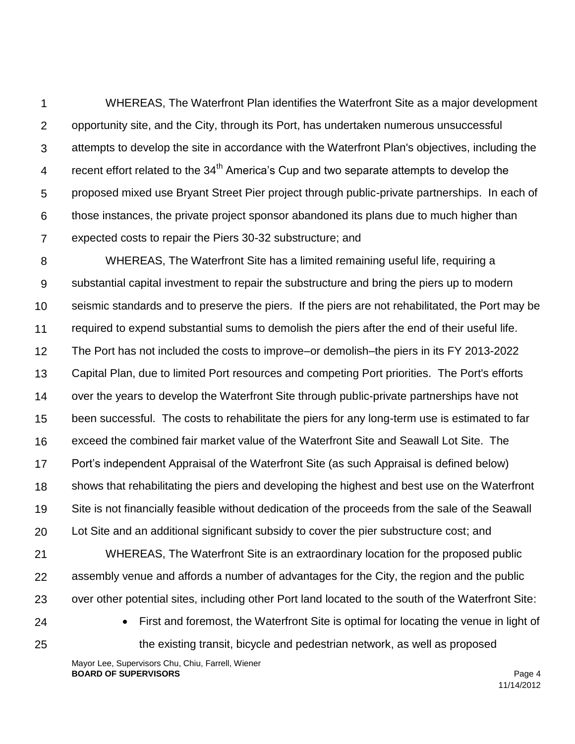WHEREAS, The Waterfront Plan identifies the Waterfront Site as a major development opportunity site, and the City, through its Port, has undertaken numerous unsuccessful attempts to develop the site in accordance with the Waterfront Plan's objectives, including the recent effort related to the 34th America's Cup and two separate attempts to develop the proposed mixed use Bryant Street Pier project through public-private partnerships. In each of those instances, the private project sponsor abandoned its plans due to much higher than expected costs to repair the Piers 30-32 substructure; and

WHEREAS, The Waterfront Site has a limited remaining useful life, requiring a substantial capital investment to repair the substructure and bring the piers up to modern seismic standards and to preserve the piers. If the piers are not rehabilitated, the Port may be required to expend substantial sums to demolish the piers after the end of their useful life. The Port has not included the costs to improve–or demolish–the piers in its FY 2013-2022 Capital Plan, due to limited Port resources and competing Port priorities. The Port's efforts over the years to develop the Waterfront Site through public-private partnerships have not been successful. The costs to rehabilitate the piers for any long-term use is estimated to far exceed the combined fair market value of the Waterfront Site and Seawall Lot Site. The Port's independent Appraisal of the Waterfront Site (as such Appraisal is defined below) shows that rehabilitating the piers and developing the highest and best use on the Waterfront Site is not financially feasible without dedication of the proceeds from the sale of the Seawall Lot Site and an additional significant subsidy to cover the pier substructure cost; and

WHEREAS, The Waterfront Site is an extraordinary location for the proposed public assembly venue and affords a number of advantages for the City, the region and the public over other potential sites, including other Port land located to the south of the Waterfront Site:

- First and foremost, the Waterfront Site is optimal for locating the venue in light of the existing transit, bicycle and pedestrian network, as well as proposed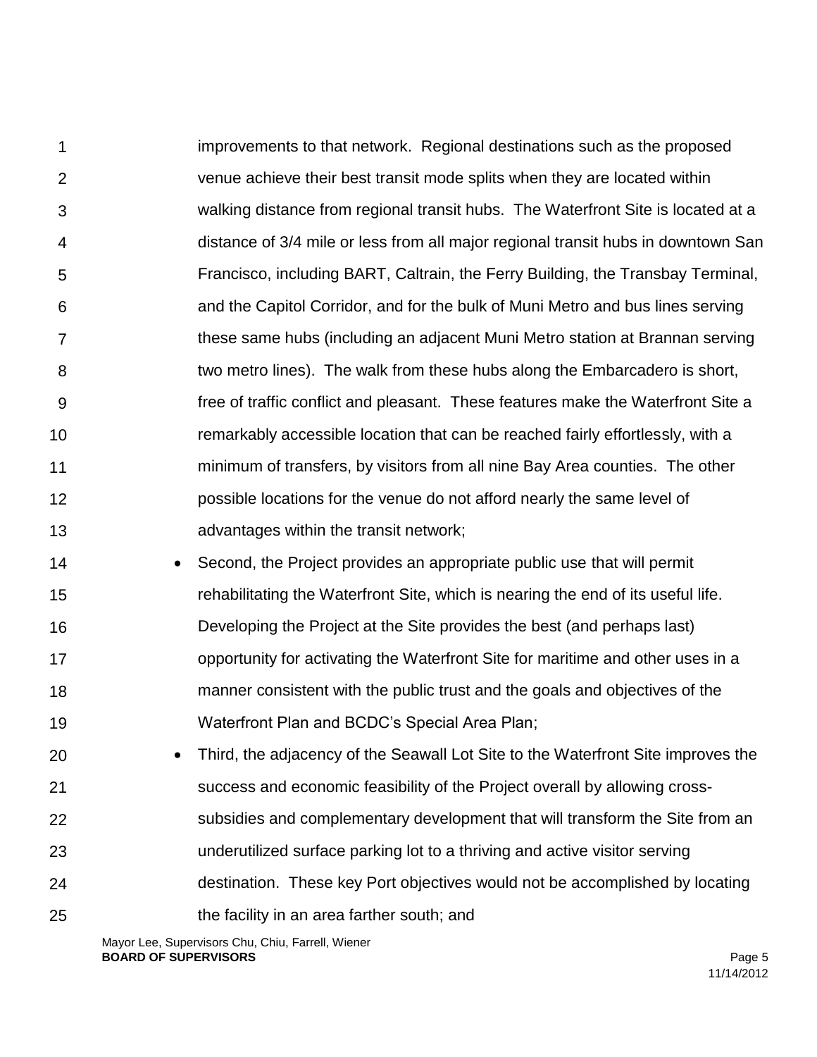improvements to that network. Regional destinations such as the proposed venue achieve their best transit mode splits when they are located within walking distance from regional transit hubs. The Waterfront Site is located at a distance of 3/4 mile or less from all major regional transit hubs in downtown San Francisco, including BART, Caltrain, the Ferry Building, the Transbay Terminal, and the Capitol Corridor, and for the bulk of Muni Metro and bus lines serving these same hubs (including an adjacent Muni Metro station at Brannan serving two metro lines). The walk from these hubs along the Embarcadero is short, free of traffic conflict and pleasant. These features make the Waterfront Site a remarkably accessible location that can be reached fairly effortlessly, with a minimum of transfers, by visitors from all nine Bay Area counties. The other possible locations for the venue do not afford nearly the same level of advantages within the transit network;

- Second, the Project provides an appropriate public use that will permit rehabilitating the Waterfront Site, which is nearing the end of its useful life. Developing the Project at the Site provides the best (and perhaps last) opportunity for activating the Waterfront Site for maritime and other uses in a manner consistent with the public trust and the goals and objectives of the Waterfront Plan and BCDC's Special Area Plan;
- Third, the adjacency of the Seawall Lot Site to the Waterfront Site improves the success and economic feasibility of the Project overall by allowing cross-subsidies and complementary development that will transform the Site from an underutilized surface parking lot to a thriving and active visitor serving destination. These key Port objectives would not be accomplished by locating the facility in an area farther south; and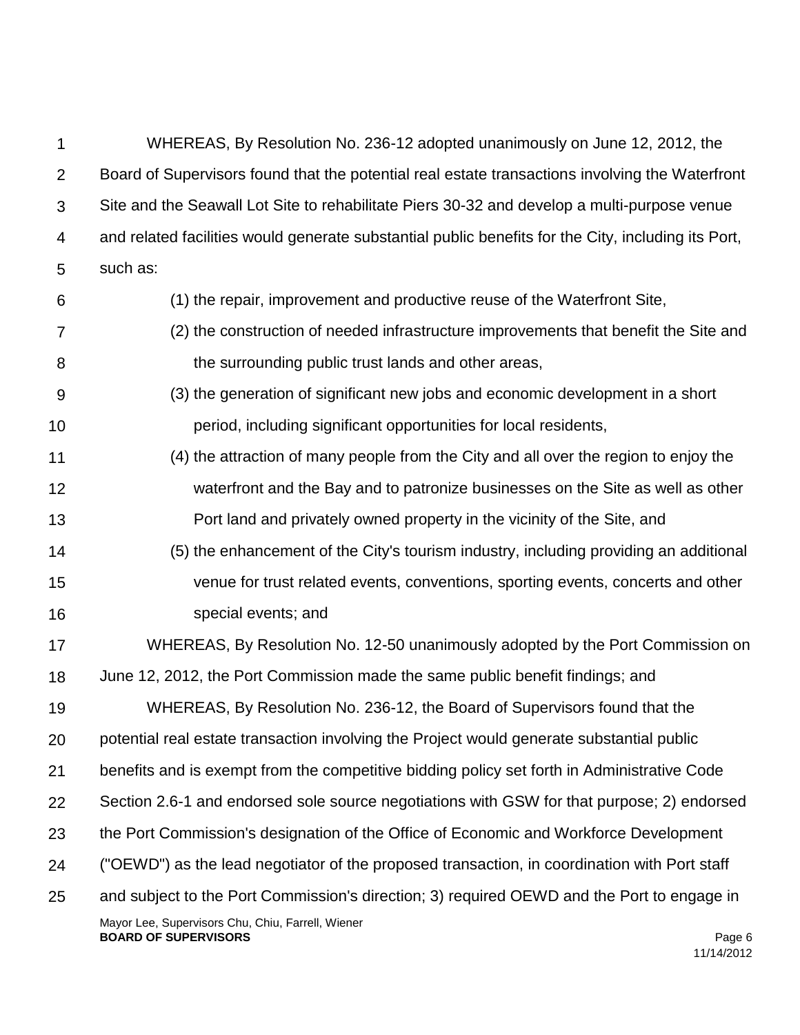WHEREAS, By Resolution No. 236-12 adopted unanimously on June 12, 2012, the Board of Supervisors found that the potential real estate transactions involving the Waterfront Site and the Seawall Lot Site to rehabilitate Piers 30-32 and develop a multi-purpose venue and related facilities would generate substantial public benefits for the City, including its Port, such as:

(1) the repair, improvement and productive reuse of the Waterfront Site,

(2) the construction of needed infrastructure improvements that benefit the Site and the surrounding public trust lands and other areas,

(3) the generation of significant new jobs and economic development in a short period, including significant opportunities for local residents,

(4) the attraction of many people from the City and all over the region to enjoy the waterfront and the Bay and to patronize businesses on the Site as well as other Port land and privately owned property in the vicinity of the Site, and

(5) the enhancement of the City's tourism industry, including providing an additional venue for trust related events, conventions, sporting events, concerts and other special events; and

WHEREAS, By Resolution No. 12-50 unanimously adopted by the Port Commission on June 12, 2012, the Port Commission made the same public benefit findings; and

WHEREAS, By Resolution No. 236-12, the Board of Supervisors found that the potential real estate transaction involving the Project would generate substantial public benefits and is exempt from the competitive bidding policy set forth in Administrative Code Section 2.6-1 and endorsed sole source negotiations with GSW for that purpose; 2) endorsed the Port Commission's designation of the Office of Economic and Workforce Development ("OEWD") as the lead negotiator of the proposed transaction, in coordination with Port staff and subject to the Port Commission's direction; 3) required OEWD and the Port to engage in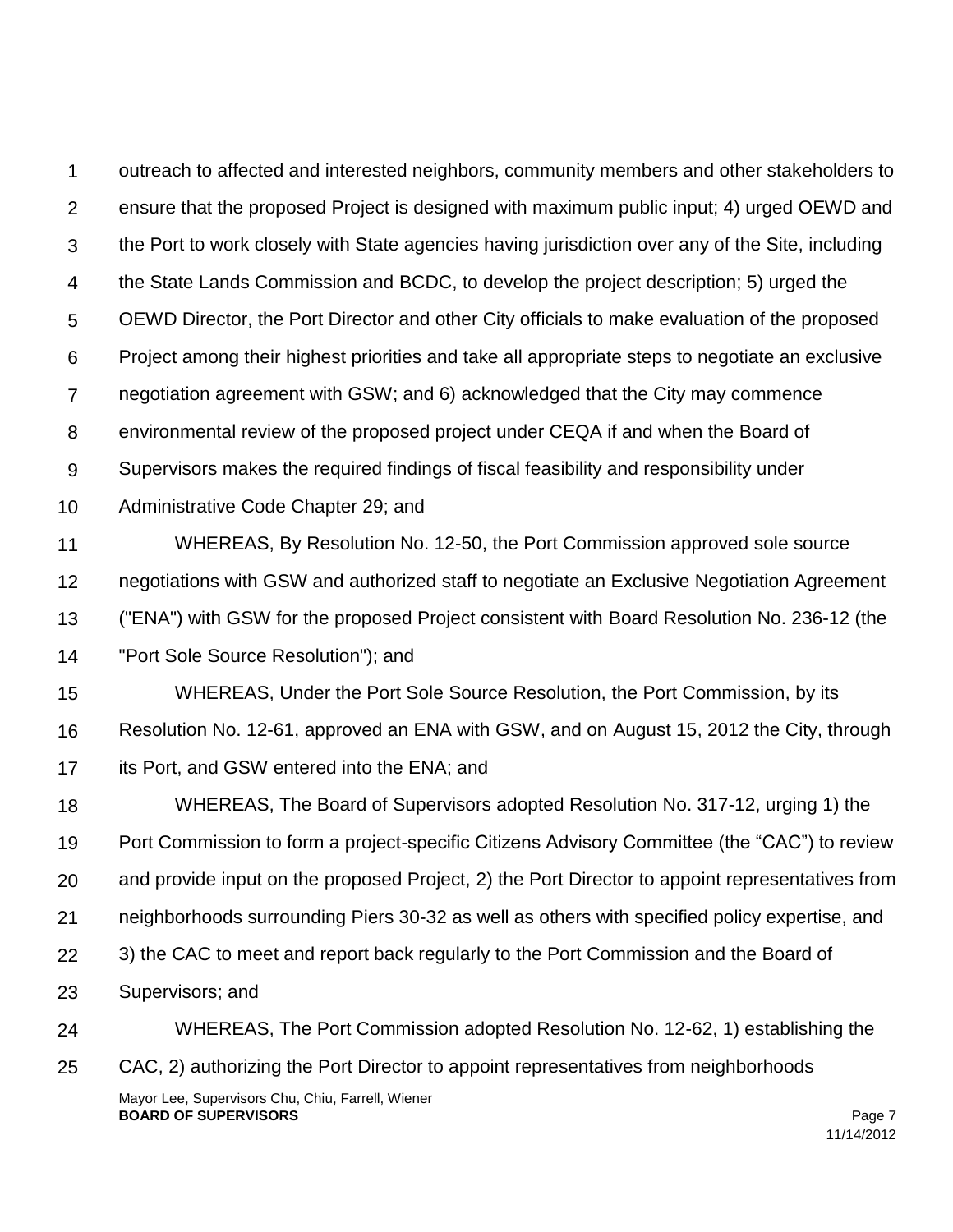outreach to affected and interested neighbors, community members and other stakeholders to ensure that the proposed Project is designed with maximum public input; 4) urged OEWD and the Port to work closely with State agencies having jurisdiction over any of the Site, including the State Lands Commission and BCDC, to develop the project description; 5) urged the OEWD Director, the Port Director and other City officials to make evaluation of the proposed Project among their highest priorities and take all appropriate steps to negotiate an exclusive negotiation agreement with GSW; and 6) acknowledged that the City may commence environmental review of the proposed project under CEQA if and when the Board of Supervisors makes the required findings of fiscal feasibility and responsibility under Administrative Code Chapter 29; and

WHEREAS, By Resolution No. 12-50, the Port Commission approved sole source negotiations with GSW and authorized staff to negotiate an Exclusive Negotiation Agreement ("ENA") with GSW for the proposed Project consistent with Board Resolution No. 236-12 (the "Port Sole Source Resolution"); and

WHEREAS, Under the Port Sole Source Resolution, the Port Commission, by its Resolution No. 12-61, approved an ENA with GSW, and on August 15, 2012 the City, through its Port, and GSW entered into the ENA; and

WHEREAS, The Board of Supervisors adopted Resolution No. 317-12, urging 1) the Port Commission to form a project-specific Citizens Advisory Committee (the "CAC") to review and provide input on the proposed Project, 2) the Port Director to appoint representatives from neighborhoods surrounding Piers 30-32 as well as others with specified policy expertise, and 3) the CAC to meet and report back regularly to the Port Commission and the Board of Supervisors; and

WHEREAS, The Port Commission adopted Resolution No. 12-62, 1) establishing the CAC, 2) authorizing the Port Director to appoint representatives from neighborhoods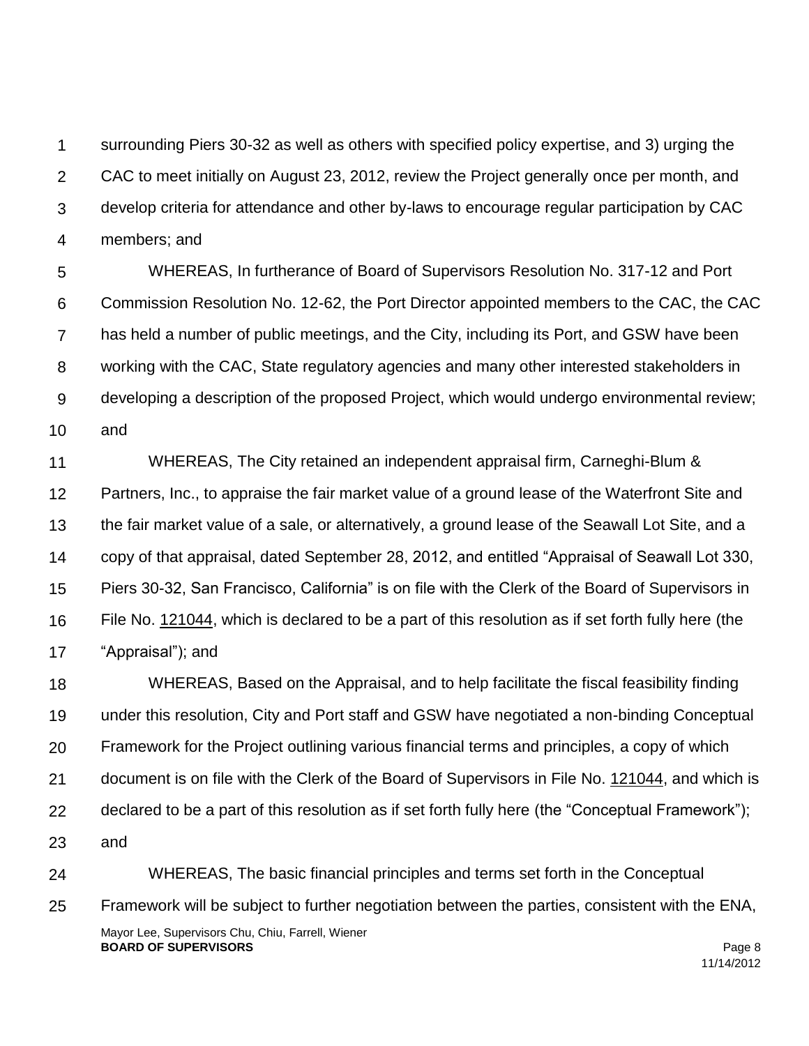surrounding Piers 30-32 as well as others with specified policy expertise, and 3) urging the CAC to meet initially on August 23, 2012, review the Project generally once per month, and develop criteria for attendance and other by-laws to encourage regular participation by CAC members; and

WHEREAS, In furtherance of Board of Supervisors Resolution No. 317-12 and Port Commission Resolution No. 12-62, the Port Director appointed members to the CAC, the CAC has held a number of public meetings, and the City, including its Port, and GSW have been working with the CAC, State regulatory agencies and many other interested stakeholders in developing a description of the proposed Project, which would undergo environmental review; and

WHEREAS, The City retained an independent appraisal firm, Carneghi-Blum & Partners, Inc., to appraise the fair market value of a ground lease of the Waterfront Site and the fair market value of a sale, or alternatively, a ground lease of the Seawall Lot Site, and a copy of that appraisal, dated September 28, 2012, and entitled "Appraisal of Seawall Lot 330, Piers 30-32, San Francisco, California" is on file with the Clerk of the Board of Supervisors in File No. 121044, which is declared to be a part of this resolution as if set forth fully here (the "Appraisal"); and

WHEREAS, Based on the Appraisal, and to help facilitate the fiscal feasibility finding under this resolution, City and Port staff and GSW have negotiated a non-binding Conceptual Framework for the Project outlining various financial terms and principles, a copy of which document is on file with the Clerk of the Board of Supervisors in File No. 121044, and which is declared to be a part of this resolution as if set forth fully here (the "Conceptual Framework"); and

WHEREAS, The basic financial principles and terms set forth in the Conceptual Framework will be subject to further negotiation between the parties, consistent with the ENA,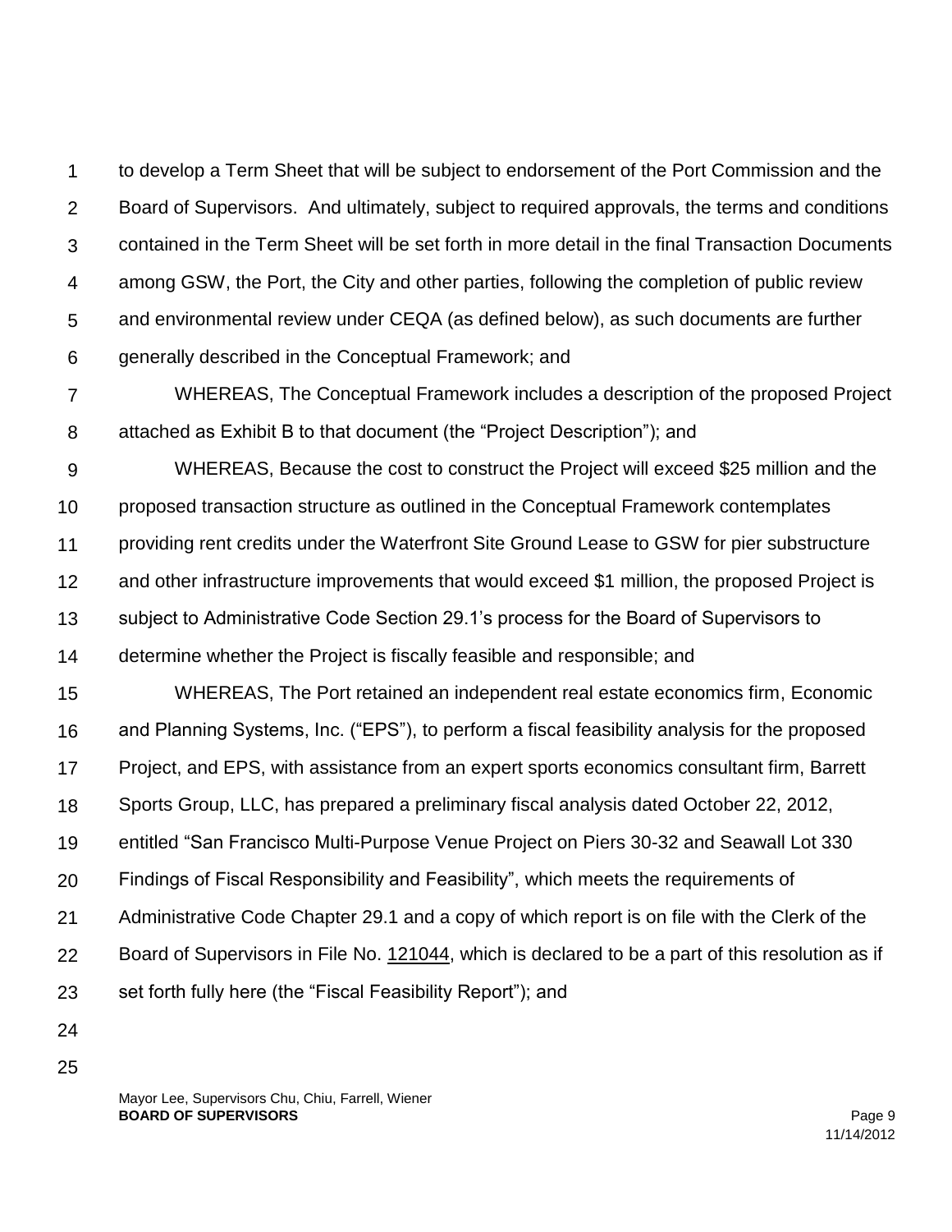to develop a Term Sheet that will be subject to endorsement of the Port Commission and the Board of Supervisors. And ultimately, subject to required approvals, the terms and conditions contained in the Term Sheet will be set forth in more detail in the final Transaction Documents among GSW, the Port, the City and other parties, following the completion of public review and environmental review under CEQA (as defined below), as such documents are further generally described in the Conceptual Framework; and

WHEREAS, The Conceptual Framework includes a description of the proposed Project attached as Exhibit B to that document (the "Project Description"); and

WHEREAS, Because the cost to construct the Project will exceed $25 million and the proposed transaction structure as outlined in the Conceptual Framework contemplates providing rent credits under the Waterfront Site Ground Lease to GSW for pier substructure and other infrastructure improvements that would exceed $1 million, the proposed Project is subject to Administrative Code Section 29.1's process for the Board of Supervisors to determine whether the Project is fiscally feasible and responsible; and

WHEREAS, The Port retained an independent real estate economics firm, Economic and Planning Systems, Inc. ("EPS"), to perform a fiscal feasibility analysis for the proposed Project, and EPS, with assistance from an expert sports economics consultant firm, Barrett Sports Group, LLC, has prepared a preliminary fiscal analysis dated October 22, 2012, entitled "San Francisco Multi-Purpose Venue Project on Piers 30-32 and Seawall Lot 330 Findings of Fiscal Responsibility and Feasibility", which meets the requirements of Administrative Code Chapter 29.1 and a copy of which report is on file with the Clerk of the Board of Supervisors in File No. 121044, which is declared to be a part of this resolution as if set forth fully here (the "Fiscal Feasibility Report"); and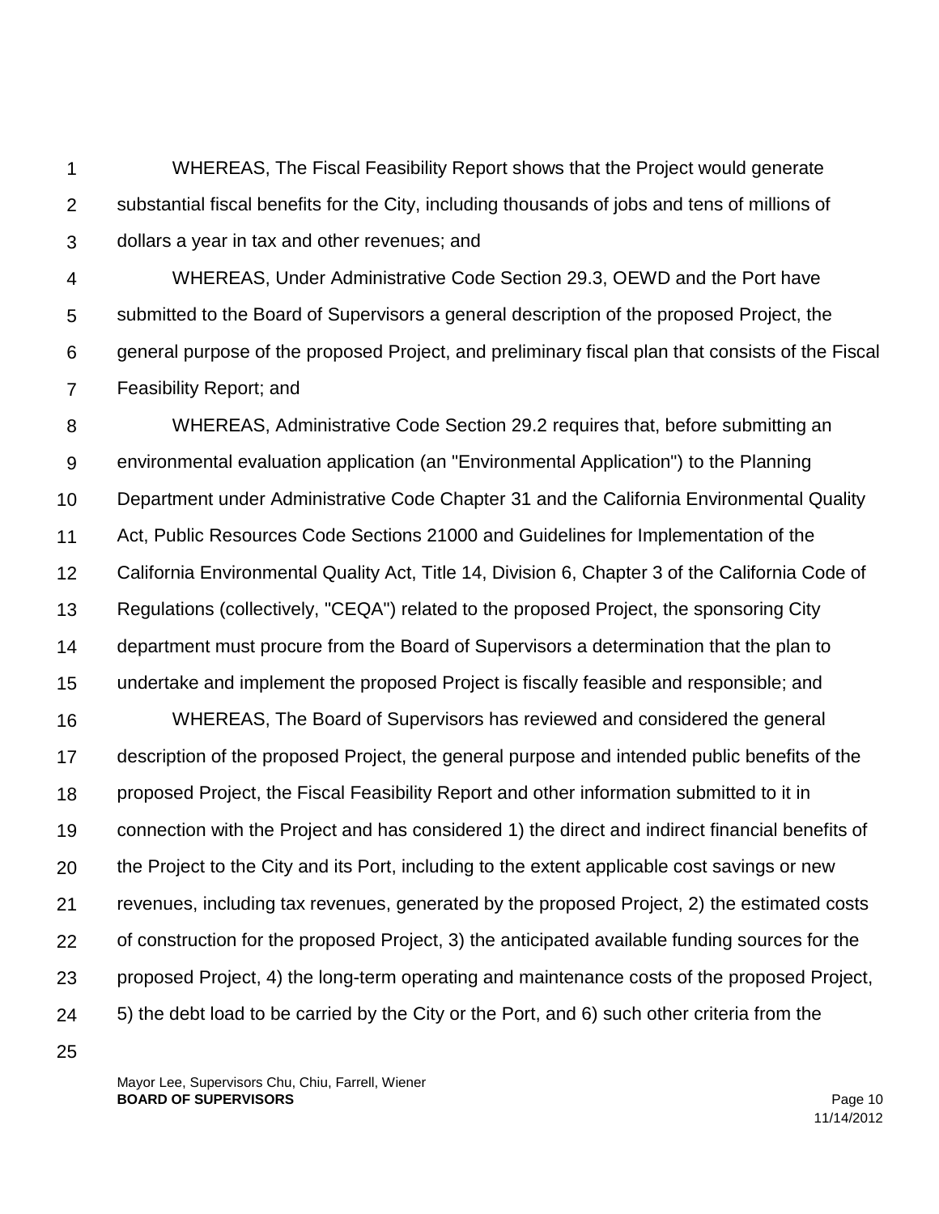WHEREAS, The Fiscal Feasibility Report shows that the Project would generate substantial fiscal benefits for the City, including thousands of jobs and tens of millions of dollars a year in tax and other revenues; and

WHEREAS, Under Administrative Code Section 29.3, OEWD and the Port have submitted to the Board of Supervisors a general description of the proposed Project, the general purpose of the proposed Project, and preliminary fiscal plan that consists of the Fiscal Feasibility Report; and

WHEREAS, Administrative Code Section 29.2 requires that, before submitting an environmental evaluation application (an "Environmental Application") to the Planning Department under Administrative Code Chapter 31 and the California Environmental Quality Act, Public Resources Code Sections 21000 and Guidelines for Implementation of the California Environmental Quality Act, Title 14, Division 6, Chapter 3 of the California Code of Regulations (collectively, "CEQA") related to the proposed Project, the sponsoring City department must procure from the Board of Supervisors a determination that the plan to undertake and implement the proposed Project is fiscally feasible and responsible; and

WHEREAS, The Board of Supervisors has reviewed and considered the general description of the proposed Project, the general purpose and intended public benefits of the proposed Project, the Fiscal Feasibility Report and other information submitted to it in connection with the Project and has considered 1) the direct and indirect financial benefits of the Project to the City and its Port, including to the extent applicable cost savings or new revenues, including tax revenues, generated by the proposed Project, 2) the estimated costs of construction for the proposed Project, 3) the anticipated available funding sources for the proposed Project, 4) the long-term operating and maintenance costs of the proposed Project, 5) the debt load to be carried by the City or the Port, and 6) such other criteria from the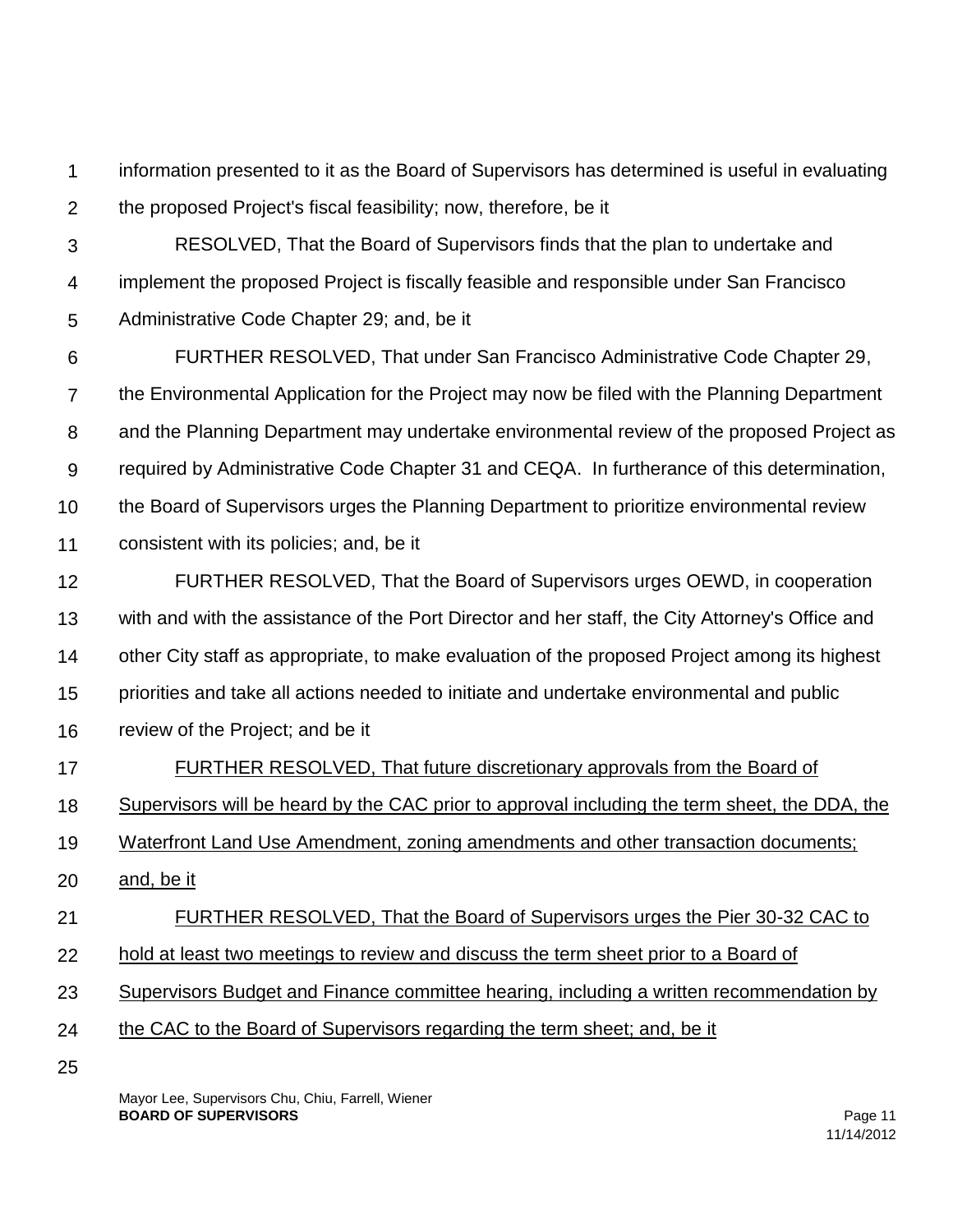information presented to it as the Board of Supervisors has determined is useful in evaluating the proposed Project's fiscal feasibility; now, therefore, be it

RESOLVED, That the Board of Supervisors finds that the plan to undertake and implement the proposed Project is fiscally feasible and responsible under San Francisco Administrative Code Chapter 29; and, be it

FURTHER RESOLVED, That under San Francisco Administrative Code Chapter 29, the Environmental Application for the Project may now be filed with the Planning Department and the Planning Department may undertake environmental review of the proposed Project as required by Administrative Code Chapter 31 and CEQA. In furtherance of this determination, the Board of Supervisors urges the Planning Department to prioritize environmental review consistent with its policies; and, be it

FURTHER RESOLVED, That the Board of Supervisors urges OEWD, in cooperation with and with the assistance of the Port Director and her staff, the City Attorney's Office and other City staff as appropriate, to make evaluation of the proposed Project among its highest priorities and take all actions needed to initiate and undertake environmental and public review of the Project; and be it

<u>FURTHER RESOLVED, That future discretionary approvals from the Board of Supervisors will be heard by the CAC prior to approval including the term sheet, the DDA, the Waterfront Land Use Amendment, zoning amendments and other transaction documents; and, be it</u>

<u>FURTHER RESOLVED, That the Board of Supervisors urges the Pier 30-32 CAC to hold at least two meetings to review and discuss the term sheet prior to a Board of Supervisors Budget and Finance committee hearing, including a written recommendation by the CAC to the Board of Supervisors regarding the term sheet; and, be it</u>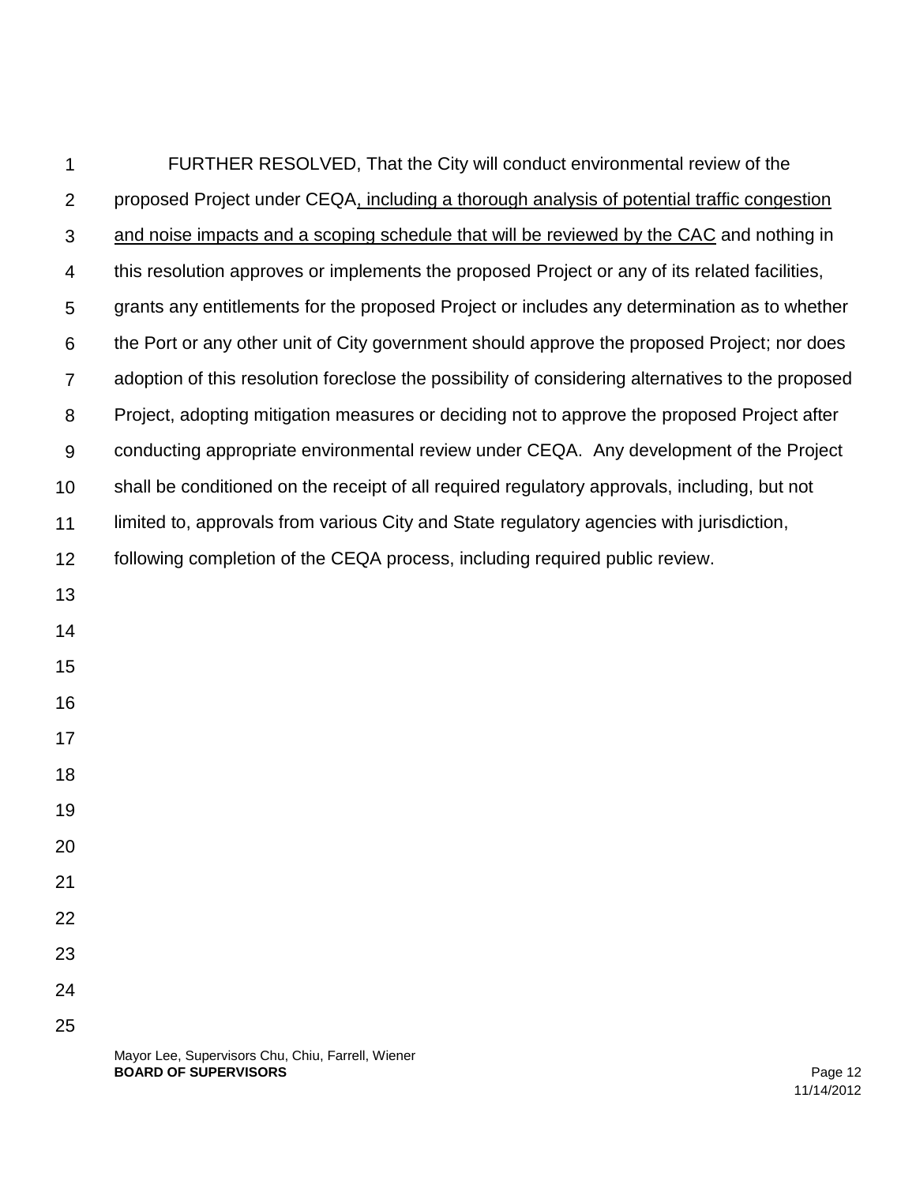FURTHER RESOLVED, That the City will conduct environmental review of the proposed Project under CEQA<u>, including a thorough analysis of potential traffic congestion and noise impacts and a scoping schedule that will be reviewed by the CAC</u> and nothing in this resolution approves or implements the proposed Project or any of its related facilities, grants any entitlements for the proposed Project or includes any determination as to whether the Port or any other unit of City government should approve the proposed Project; nor does adoption of this resolution foreclose the possibility of considering alternatives to the proposed Project, adopting mitigation measures or deciding not to approve the proposed Project after conducting appropriate environmental review under CEQA. Any development of the Project shall be conditioned on the receipt of all required regulatory approvals, including, but not limited to, approvals from various City and State regulatory agencies with jurisdiction, following completion of the CEQA process, including required public review.